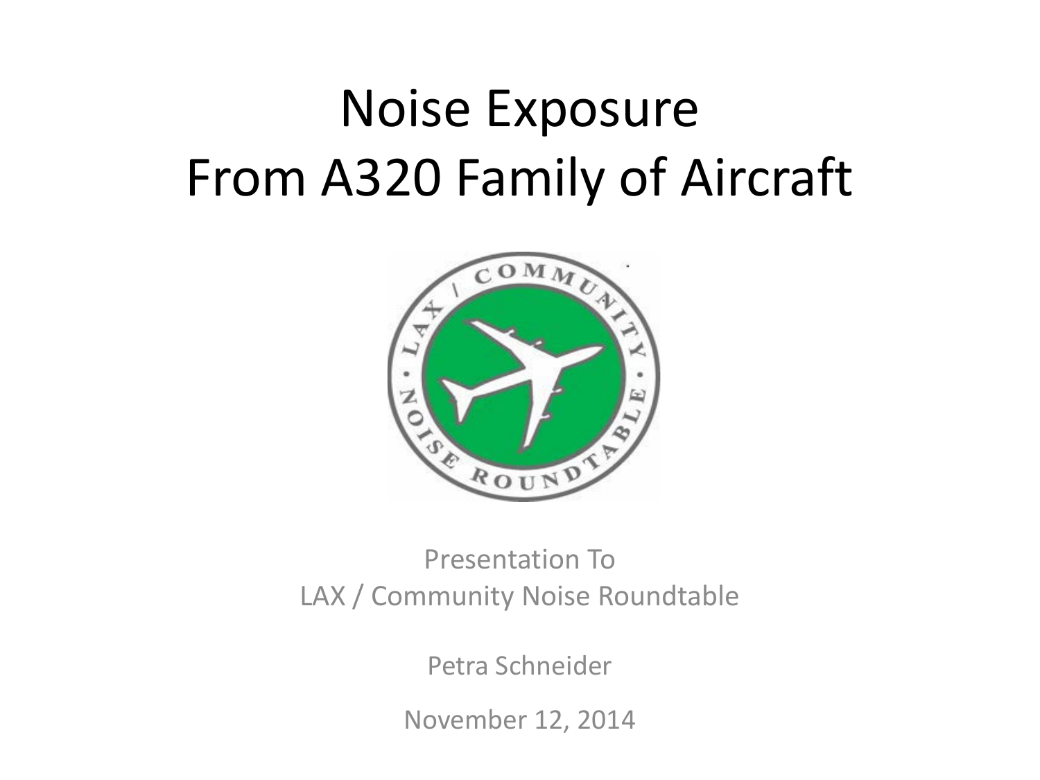# Noise Exposure From A320 Family of Aircraft

Presentation To
LAX / Community Noise Roundtable

Petra Schneider

November 12, 2014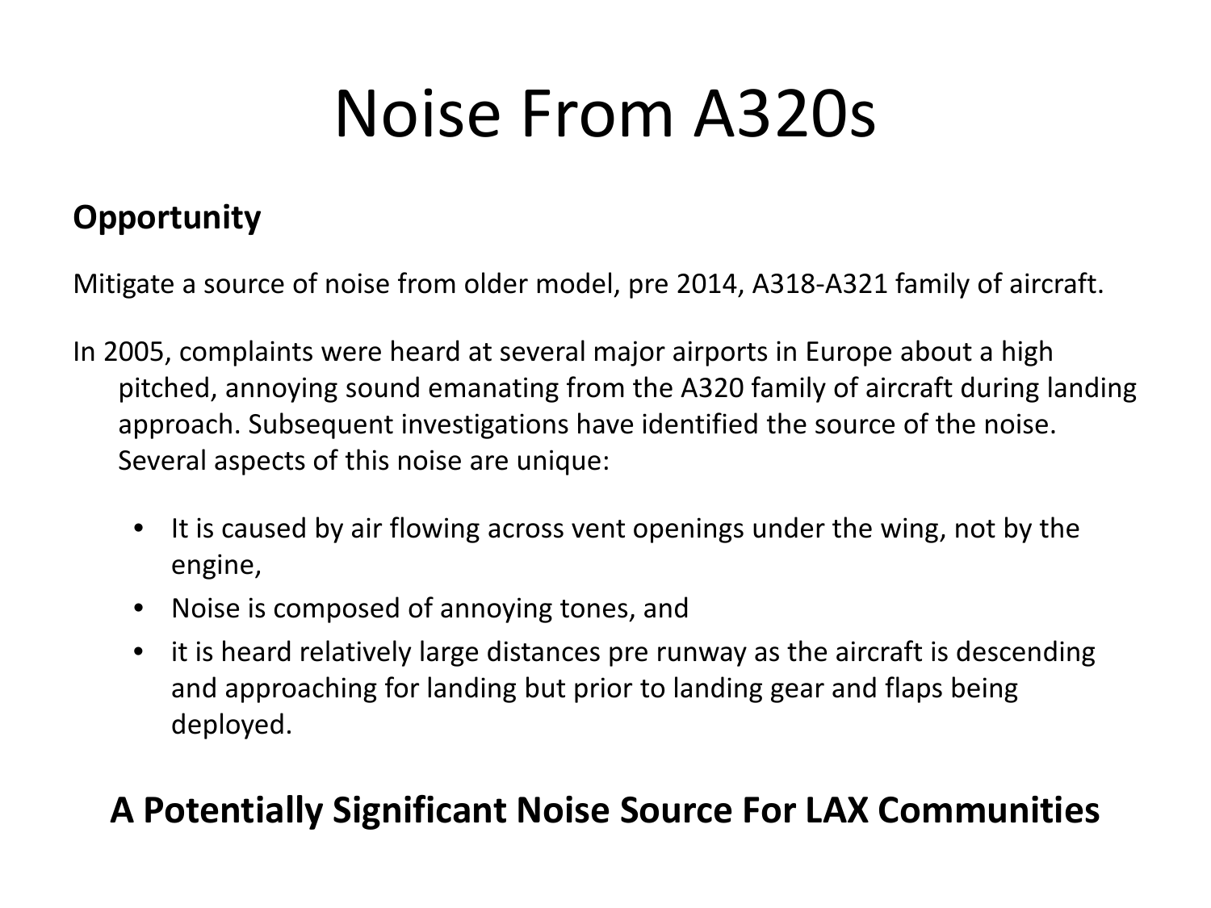# Noise From A320s

**Opportunity**

Mitigate a source of noise from older model, pre 2014, A318-A321 family of aircraft.

In 2005, complaints were heard at several major airports in Europe about a high pitched, annoying sound emanating from the A320 family of aircraft during landing approach. Subsequent investigations have identified the source of the noise. Several aspects of this noise are unique:

- It is caused by air flowing across vent openings under the wing, not by the engine,
- Noise is composed of annoying tones, and
- it is heard relatively large distances pre runway as the aircraft is descending and approaching for landing but prior to landing gear and flaps being deployed.

**A Potentially Significant Noise Source For LAX Communities**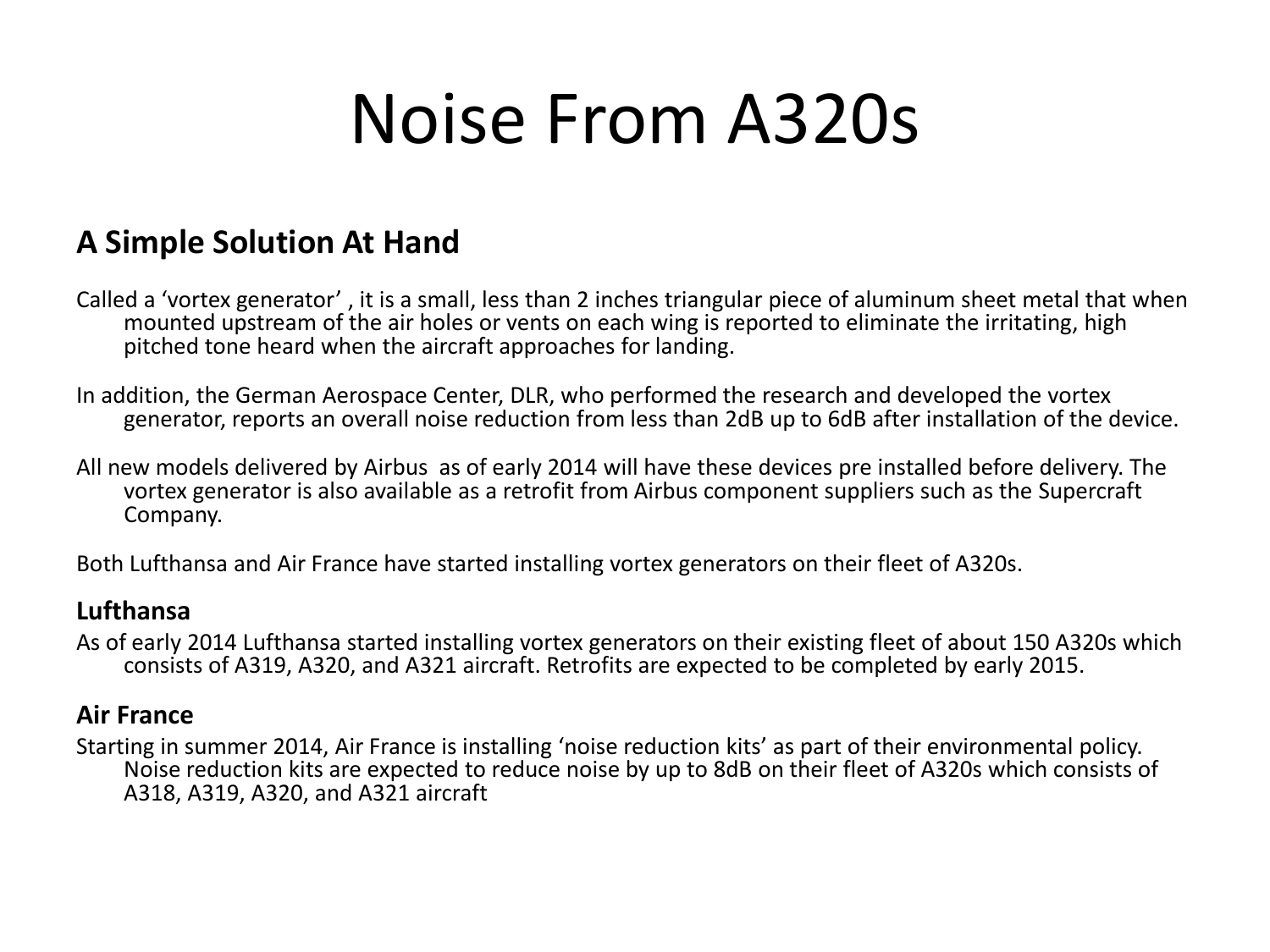# Noise From A320s

## A Simple Solution At Hand

Called a ‘vortex generator’ , it is a small, less than 2 inches triangular piece of aluminum sheet metal that when mounted upstream of the air holes or vents on each wing is reported to eliminate the irritating, high pitched tone heard when the aircraft approaches for landing.

In addition, the German Aerospace Center, DLR, who performed the research and developed the vortex generator, reports an overall noise reduction from less than 2dB up to 6dB after installation of the device.

All new models delivered by Airbus  as of early 2014 will have these devices pre installed before delivery. The vortex generator is also available as a retrofit from Airbus component suppliers such as the Supercraft Company.

Both Lufthansa and Air France have started installing vortex generators on their fleet of A320s.

### Lufthansa

As of early 2014 Lufthansa started installing vortex generators on their existing fleet of about 150 A320s which consists of A319, A320, and A321 aircraft. Retrofits are expected to be completed by early 2015.

### Air France

Starting in summer 2014, Air France is installing ‘noise reduction kits’ as part of their environmental policy. Noise reduction kits are expected to reduce noise by up to 8dB on their fleet of A320s which consists of A318, A319, A320, and A321 aircraft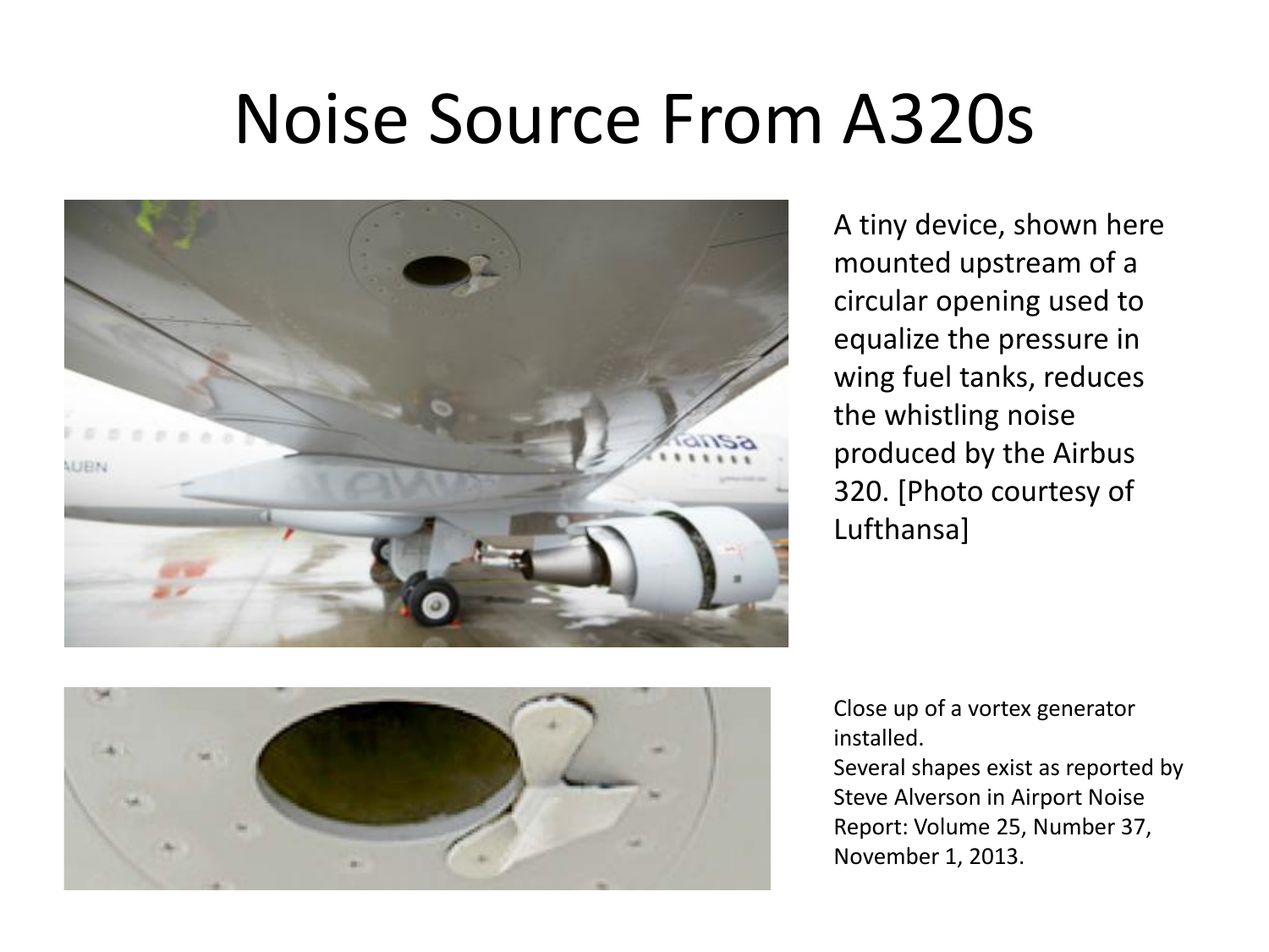# Noise Source From A320s

A tiny device, shown here mounted upstream of a circular opening used to equalize the pressure in wing fuel tanks, reduces the whistling noise produced by the Airbus 320. [Photo courtesy of Lufthansa]

Close up of a vortex generator installed.
Several shapes exist as reported by Steve Alverson in Airport Noise Report: Volume 25, Number 37, November 1, 2013.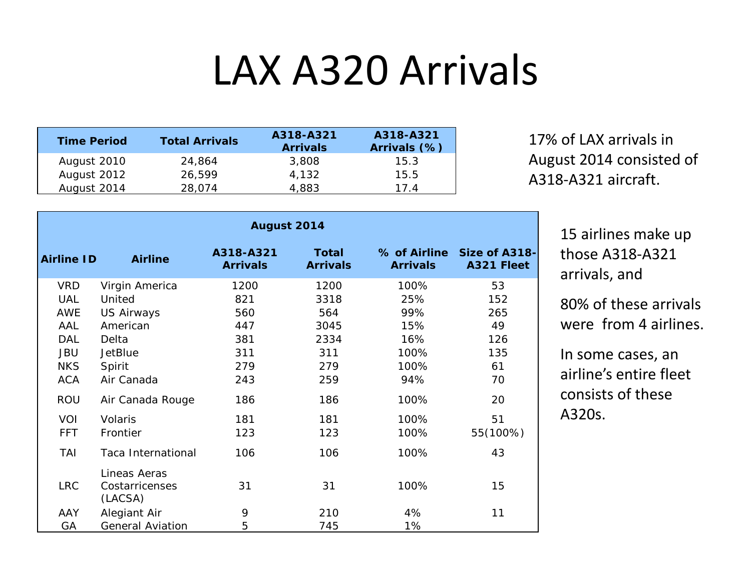# LAX A320 Arrivals

| Time Period | Total Arrivals | A318-A321 Arrivals | A318-A321 Arrivals (%) |
|---|---|---|---|
| August 2010 | 24,864 | 3,808 | 15.3 |
| August 2012 | 26,599 | 4,132 | 15.5 |
| August 2014 | 28,074 | 4,883 | 17.4 |

17% of LAX arrivals in August 2014 consisted of A318-A321 aircraft.

| August 2014 | | | | | |
|---|---|---|---|---|---|
| **Airline ID** | **Airline** | **A318-A321 Arrivals** | **Total Arrivals** | **% of Airline Arrivals** | **Size of A318-A321 Fleet** |
| VRD | Virgin America | 1200 | 1200 | 100% | 53 |
| UAL | United | 821 | 3318 | 25% | 152 |
| AWE | US Airways | 560 | 564 | 99% | 265 |
| AAL | American | 447 | 3045 | 15% | 49 |
| DAL | Delta | 381 | 2334 | 16% | 126 |
| JBU | JetBlue | 311 | 311 | 100% | 135 |
| NKS | Spirit | 279 | 279 | 100% | 61 |
| ACA | Air Canada | 243 | 259 | 94% | 70 |
| ROU | Air Canada Rouge | 186 | 186 | 100% | 20 |
| VOI | Volaris | 181 | 181 | 100% | 51 |
| FFT | Frontier | 123 | 123 | 100% | 55(100%) |
| TAI | Taca International | 106 | 106 | 100% | 43 |
| LRC | Lineas Aeras Costarricenses (LACSA) | 31 | 31 | 100% | 15 |
| AAY | Alegiant Air | 9 | 210 | 4% | 11 |
| GA | General Aviation | 5 | 745 | 1% | |

15 airlines make up those A318-A321 arrivals, and

80% of these arrivals were from 4 airlines.

In some cases, an airline's entire fleet consists of these A320s.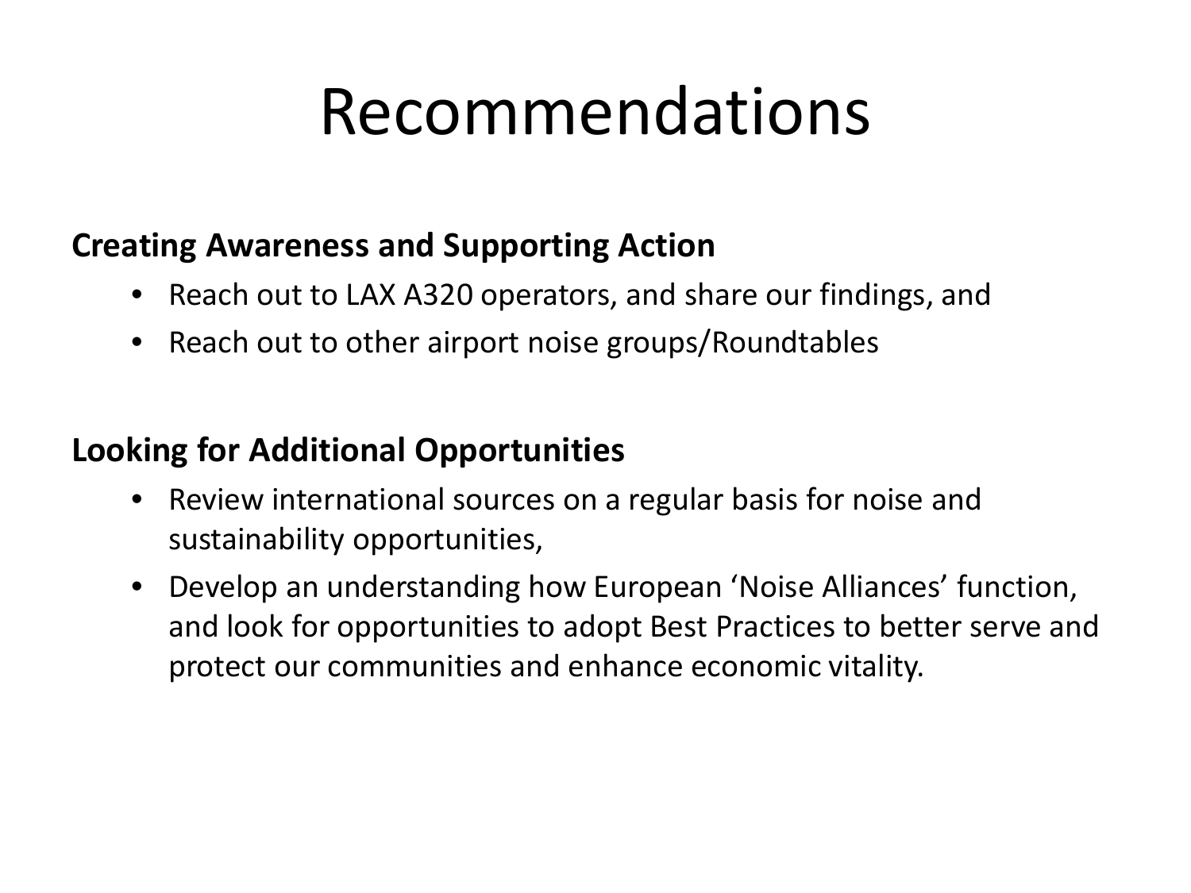# Recommendations

**Creating Awareness and Supporting Action**

- Reach out to LAX A320 operators, and share our findings, and
- Reach out to other airport noise groups/Roundtables

**Looking for Additional Opportunities**

- Review international sources on a regular basis for noise and sustainability opportunities,
- Develop an understanding how European 'Noise Alliances' function, and look for opportunities to adopt Best Practices to better serve and protect our communities and enhance economic vitality.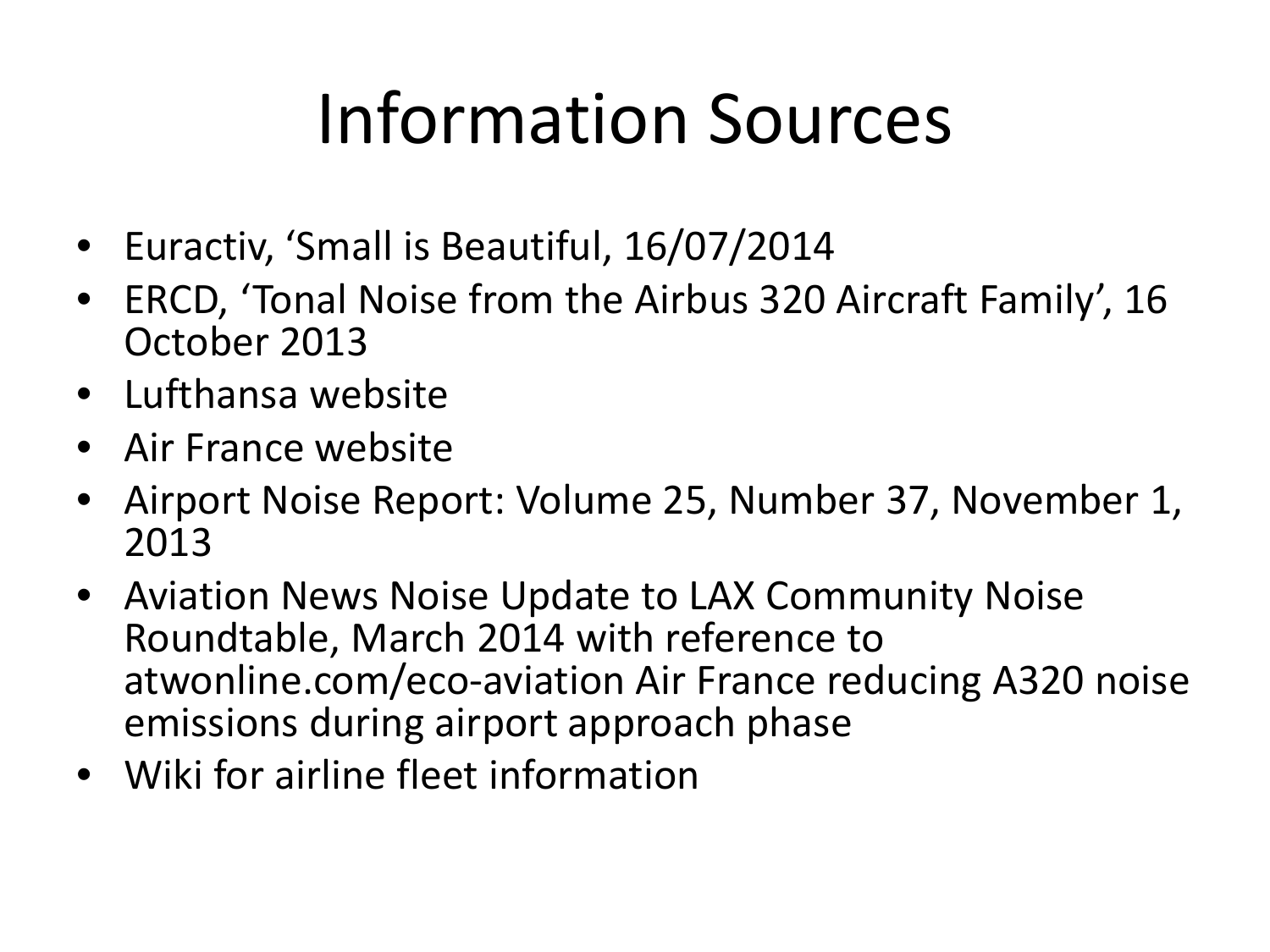# Information Sources

- Euractiv, 'Small is Beautiful, 16/07/2014
- ERCD, 'Tonal Noise from the Airbus 320 Aircraft Family', 16 October 2013
- Lufthansa website
- Air France website
- Airport Noise Report: Volume 25, Number 37, November 1, 2013
- Aviation News Noise Update to LAX Community Noise Roundtable, March 2014 with reference to atwonline.com/eco-aviation Air France reducing A320 noise emissions during airport approach phase
- Wiki for airline fleet information